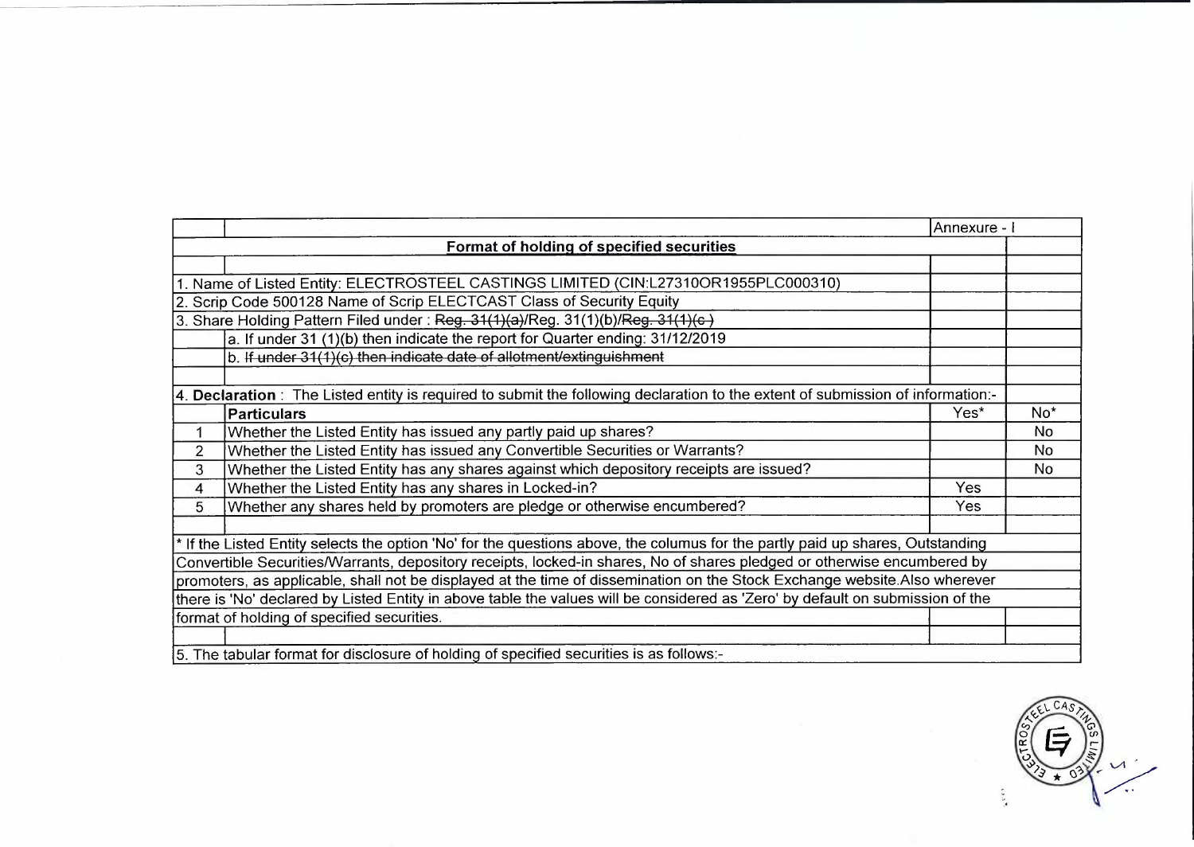Annexure - I

## Format of holding of specified securities

1. Name of Listed Entity: ELECTROSTEEL CASTINGS LIMITED (CIN:L27310OR1955PLC000310)
2. Scrip Code 500128 Name of Scrip ELECTCAST Class of Security Equity
3. Share Holding Pattern Filed under : ~~Reg. 31(1)(a)~~/Reg. 31(1)(b)/~~Reg. 31(1)(c )~~
   a. If under 31 (1)(b) then indicate the report for Quarter ending: 31/12/2019
   b. ~~If under 31(1)(c) then indicate date of allotment/extinguishment~~
4. **Declaration** : The Listed entity is required to submit the following declaration to the extent of submission of information:-

| | Particulars | Yes* | No* |
|---|---|---|---|
| 1 | Whether the Listed Entity has issued any partly paid up shares? | | No |
| 2 | Whether the Listed Entity has issued any Convertible Securities or Warrants? | | No |
| 3 | Whether the Listed Entity has any shares against which depository receipts are issued? | | No |
| 4 | Whether the Listed Entity has any shares in Locked-in? | Yes | |
| 5 | Whether any shares held by promoters are pledge or otherwise encumbered? | Yes | |

* If the Listed Entity selects the option 'No' for the questions above, the columus for the partly paid up shares, Outstanding Convertible Securities/Warrants, depository receipts, locked-in shares, No of shares pledged or otherwise encumbered by promoters, as applicable, shall not be displayed at the time of dissemination on the Stock Exchange website.Also wherever there is 'No' declared by Listed Entity in above table the values will be considered as 'Zero' by default on submission of the format of holding of specified securities.

5. The tabular format for disclosure of holding of specified securities is as follows:-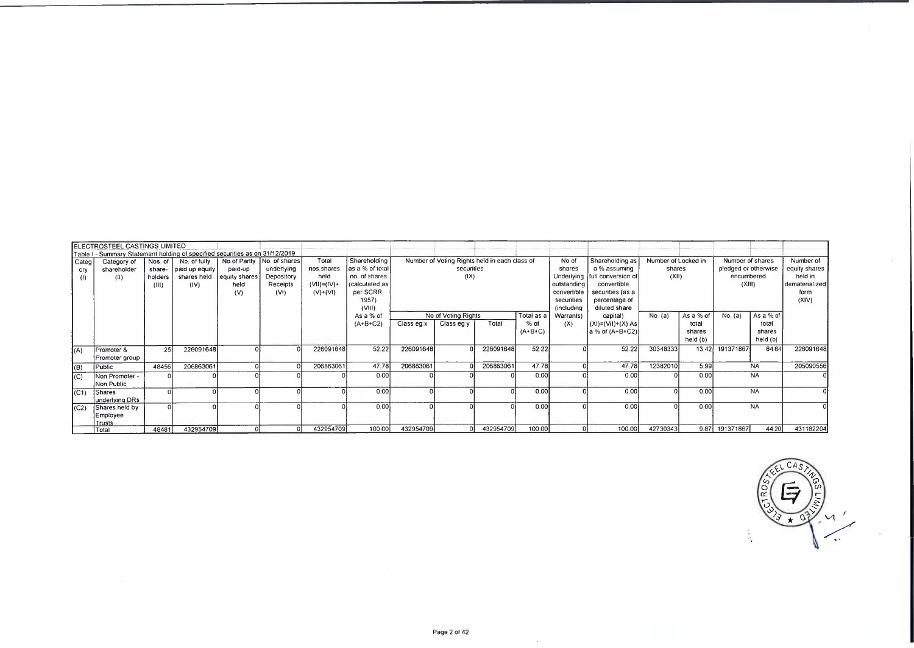ELECTROSTEEL CASTINGS LIMITED

Table I - Summary Statement holding of specified securities as on 31/12/2019

| Category (I) | Category of shareholder (II) | Nos. of share-holders (III) | No. of fully paid up equity shares held (IV) | No.of Partly paid-up equity shares held (V) | No. of shares underlying Depository Receipts (VI) | Total nos. shares held (VII)=(IV)+(V)+(VI) | Shareholding as a % of total no. of shares (calculated as per SCRR, 1957) (VIII) As a % of (A+B+C2) | Number of Voting Rights held in each class of securities (IX) | | | | No of shares Underlying outstanding convertible securities (including Warrants) (X) | Shareholding as a % assuming full conversion of convertible securities (as a percentage of diluted share capital) (XI)=(VII)+(X) As a % of (A+B+C2) | Number of Locked in shares (XII) | | Number of shares pledged or otherwise encumbered (XIII) | | Number of equity shares held in dematerialized form (XIV) |
|---|---|---|---|---|---|---|---|---|---|---|---|---|---|---|---|---|---|---|
| | | | | | | | | No of Voting Rights | | | Total as a % of (A+B+C) | | | No. (a) | As a % of total shares held (b) | No. (a) | As a % of total shares held (b) | |
| | | | | | | | | Class eg:x | Class eg:y | Total | | | | | | | | |
| (A) | Promoter & Promoter group | 25 | 226091648 | 0 | 0 | 226091648 | 52.22 | 226091648 | 0 | 226091648 | 52.22 | 0 | 52.22 | 30348333 | 13.42 | 191371867 | 84.64 | 226091648 |
| (B) | Public | 48456 | 206863061 | 0 | 0 | 206863061 | 47.78 | 206863061 | 0 | 206863061 | 47.78 | 0 | 47.78 | 12382010 | 5.99 | NA | | 205090556 |
| (C) | Non Promoter - Non Public | 0 | 0 | 0 | 0 | 0 | 0.00 | 0 | 0 | 0 | 0.00 | 0 | 0.00 | 0 | 0.00 | NA | | 0 |
| (C1) | Shares underlying DRs | 0 | 0 | 0 | 0 | 0 | 0.00 | 0 | 0 | 0 | 0.00 | 0 | 0.00 | 0 | 0.00 | NA | | 0 |
| (C2) | Shares held by Employee Trusts | 0 | 0 | 0 | 0 | 0 | 0.00 | 0 | 0 | 0 | 0.00 | 0 | 0.00 | 0 | 0.00 | NA | | 0 |
| | Total | 48481 | 432954709 | 0 | 0 | 432954709 | 100.00 | 432954709 | 0 | 432954709 | 100.00 | 0 | 100.00 | 42730343 | 9.87 | 191371867 | 44.20 | 431182204 |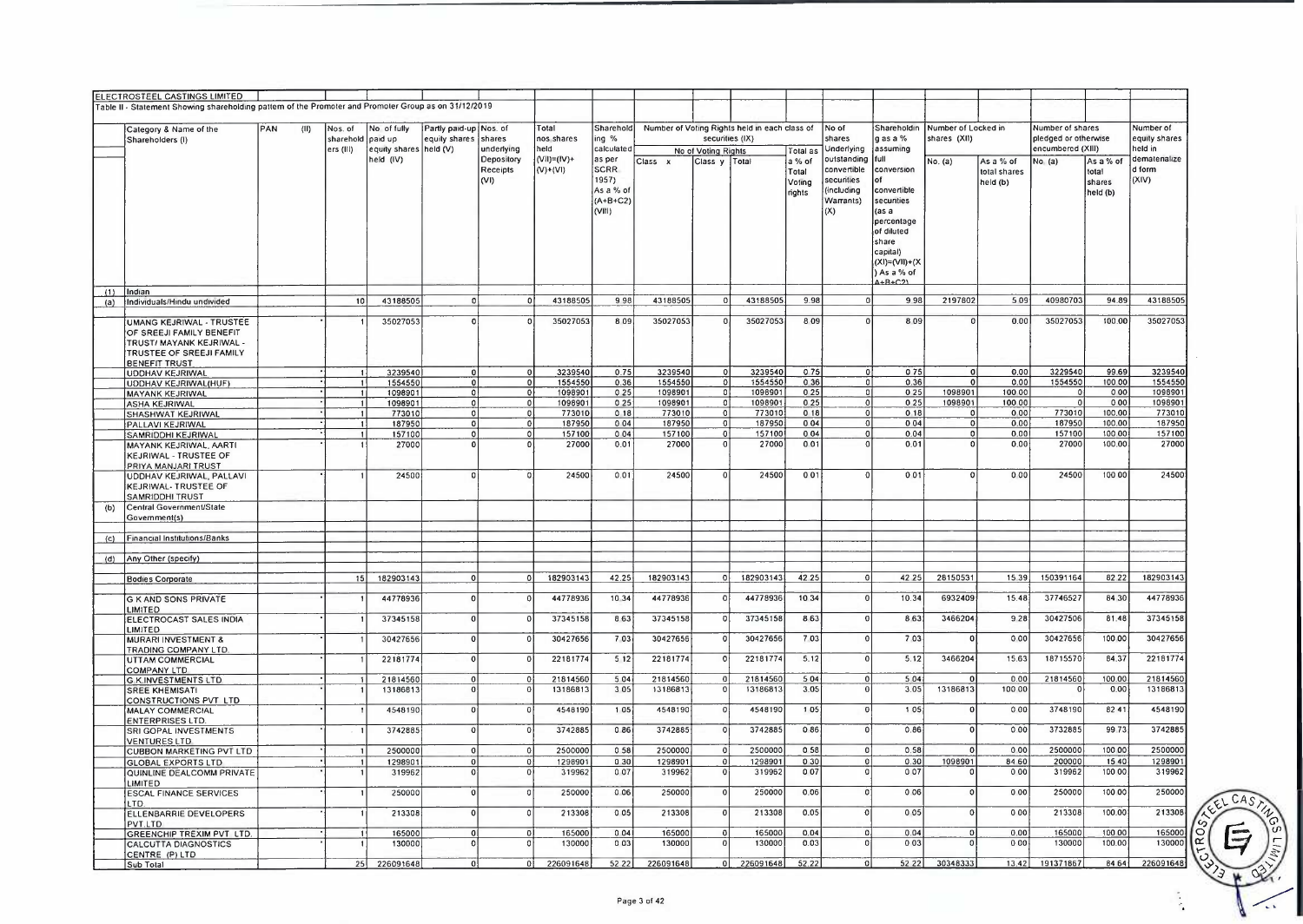ELECTROSTEEL CASTINGS LIMITED

Table II - Statement Showing shareholding pattern of the Promoter and Promoter Group as on 31/12/2019

| | Category & Name of the Shareholders (I) | PAN (II) | Nos. of shareholders (III) | No. of fully paid up equity shares held (IV) | Partly paid-up equity shares held (V) | Nos. of shares underlying Depository Receipts (VI) | Total nos. shares held (VII)=(IV)+(V)+(VI) | Shareholding % calculated as per SCRR, 1957) As a % of (A+B+C2) (VIII) | Number of Voting Rights held in each class of securities (IX) | | | | No of shares Underlying outstanding convertible securities (including Warrants) (X) | Shareholding as a % assuming full conversion of convertible securities (as a percentage of diluted share capital) (XI)=(VII)+(X) As a % of A+B+C2) | Number of Locked in shares (XII) | | Number of shares pledged or otherwise encumbered (XIII) | | Number of equity shares held in dematerialized form (XIV) |
|---|---|---|---|---|---|---|---|---|---|---|---|---|---|---|---|---|---|---|---|
| | | | | | | | | | No of Voting Rights | | | Total as a % of Total Voting rights | | | No. (a) | As a % of total shares held (b) | No. (a) | As a % of total shares held (b) | |
| | | | | | | | | | Class x | Class y | Total | | | | | | | | |
| (1) | Indian | | | | | | | | | | | | | | | | | | |
| (a) | Individuals/Hindu undivided | | 10 | 43188505 | 0 | 0 | 43188505 | 9.98 | 43188505 | 0 | 43188505 | 9.98 | 0 | 9.98 | 2197802 | 5.09 | 40980703 | 94.89 | 43188505 |
| | UMANG KEJRIWAL - TRUSTEE OF SREEJI FAMILY BENEFIT TRUST/ MAYANK KEJRIWAL - TRUSTEE OF SREEJI FAMILY BENEFIT TRUST | * | 1 | 35027053 | 0 | 0 | 35027053 | 8.09 | 35027053 | 0 | 35027053 | 8.09 | 0 | 8.09 | 0 | 0.00 | 35027053 | 100.00 | 35027053 |
| | UDDHAV KEJRIWAL | * | 1 | 3239540 | 0 | 0 | 3239540 | 0.75 | 3239540 | 0 | 3239540 | 0.75 | 0 | 0.75 | 0 | 0.00 | 3229540 | 99.69 | 3239540 |
| | UDDHAV KEJRIWAL(HUF) | * | 1 | 1554550 | 0 | 0 | 1554550 | 0.36 | 1554550 | 0 | 1554550 | 0.36 | 0 | 0.36 | 0 | 0.00 | 1554550 | 100.00 | 1554550 |
| | MAYANK KEJRIWAL | * | 1 | 1098901 | 0 | 0 | 1098901 | 0.25 | 1098901 | 0 | 1098901 | 0.25 | 0 | 0.25 | 1098901 | 100.00 | 0 | 0.00 | 1098901 |
| | ASHA KEJRIWAL | * | 1 | 1098901 | 0 | 0 | 1098901 | 0.25 | 1098901 | 0 | 1098901 | 0.25 | 0 | 0.25 | 1098901 | 100.00 | 0 | 0.00 | 1098901 |
| | SHASHWAT KEJRIWAL | * | 1 | 773010 | 0 | 0 | 773010 | 0.18 | 773010 | 0 | 773010 | 0.18 | 0 | 0.18 | 0 | 0.00 | 773010 | 100.00 | 773010 |
| | PALLAVI KEJRIWAL | * | 1 | 187950 | 0 | 0 | 187950 | 0.04 | 187950 | 0 | 187950 | 0.04 | 0 | 0.04 | 0 | 0.00 | 187950 | 100.00 | 187950 |
| | SAMRIDDHI KEJRIWAL | * | 1 | 157100 | 0 | 0 | 157100 | 0.04 | 157100 | 0 | 157100 | 0.04 | 0 | 0.04 | 0 | 0.00 | 157100 | 100.00 | 157100 |
| | MAYANK KEJRIWAL, AARTI KEJRIWAL - TRUSTEE OF PRIYA MANJARI TRUST | * | 1 | 27000 | 0 | 0 | 27000 | 0.01 | 27000 | 0 | 27000 | 0.01 | 0 | 0.01 | 0 | 0.00 | 27000 | 100.00 | 27000 |
| | UDDHAV KEJRIWAL, PALLAVI KEJRIWAL- TRUSTEE OF SAMRIDDHI TRUST | * | 1 | 24500 | 0 | 0 | 24500 | 0.01 | 24500 | 0 | 24500 | 0.01 | 0 | 0.01 | 0 | 0.00 | 24500 | 100.00 | 24500 |
| (b) | Central Government/State Government(s) | | | | | | | | | | | | | | | | | | |
| (c) | Financial Institutions/Banks | | | | | | | | | | | | | | | | | | |
| (d) | Any Other (specify) | | | | | | | | | | | | | | | | | | |
| | Bodies Corporate | | 15 | 182903143 | 0 | 0 | 182903143 | 42.25 | 182903143 | 0 | 182903143 | 42.25 | 0 | 42.25 | 28150531 | 15.39 | 150391164 | 82.22 | 182903143 |
| | G K AND SONS PRIVATE LIMITED | * | 1 | 44778936 | 0 | 0 | 44778936 | 10.34 | 44778936 | 0 | 44778936 | 10.34 | 0 | 10.34 | 6932409 | 15.48 | 37746527 | 84.30 | 44778936 |
| | ELECTROCAST SALES INDIA LIMITED | * | 1 | 37345158 | 0 | 0 | 37345158 | 8.63 | 37345158 | 0 | 37345158 | 8.63 | 0 | 8.63 | 3466204 | 9.28 | 30427506 | 81.48 | 37345158 |
| | MURARI INVESTMENT & TRADING COMPANY LTD. | * | 1 | 30427656 | 0 | 0 | 30427656 | 7.03 | 30427656 | 0 | 30427656 | 7.03 | 0 | 7.03 | 0 | 0.00 | 30427656 | 100.00 | 30427656 |
| | UTTAM COMMERCIAL COMPANY LTD. | * | 1 | 22181774 | 0 | 0 | 22181774 | 5.12 | 22181774 | 0 | 22181774 | 5.12 | 0 | 5.12 | 3466204 | 15.63 | 18715570 | 84.37 | 22181774 |
| | G.K.INVESTMENTS LTD. | * | 1 | 21814560 | 0 | 0 | 21814560 | 5.04 | 21814560 | 0 | 21814560 | 5.04 | 0 | 5.04 | 0 | 0.00 | 21814560 | 100.00 | 21814560 |
| | SREE KHEMISATI CONSTRUCTIONS PVT. LTD. | * | 1 | 13186813 | 0 | 0 | 13186813 | 3.05 | 13186813 | 0 | 13186813 | 3.05 | 0 | 3.05 | 13186813 | 100.00 | 0 | 0.00 | 13186813 |
| | MALAY COMMERCIAL ENTERPRISES LTD. | * | 1 | 4548190 | 0 | 0 | 4548190 | 1.05 | 4548190 | 0 | 4548190 | 1.05 | 0 | 1.05 | 0 | 0.00 | 3748190 | 82.41 | 4548190 |
| | SRI GOPAL INVESTMENTS VENTURES LTD | * | 1 | 3742885 | 0 | 0 | 3742885 | 0.86 | 3742885 | 0 | 3742885 | 0.86 | 0 | 0.86 | 0 | 0.00 | 3732885 | 99.73 | 3742885 |
| | CUBBON MARKETING PVT LTD | * | 1 | 2500000 | 0 | 0 | 2500000 | 0.58 | 2500000 | 0 | 2500000 | 0.58 | 0 | 0.58 | 0 | 0.00 | 2500000 | 100.00 | 2500000 |
| | GLOBAL EXPORTS LTD. | * | 1 | 1298901 | 0 | 0 | 1298901 | 0.30 | 1298901 | 0 | 1298901 | 0.30 | 0 | 0.30 | 1098901 | 84.60 | 200000 | 15.40 | 1298901 |
| | QUINLINE DEALCOMM PRIVATE LIMITED | * | 1 | 319962 | 0 | 0 | 319962 | 0.07 | 319962 | 0 | 319962 | 0.07 | 0 | 0.07 | 0 | 0.00 | 319962 | 100.00 | 319962 |
| | ESCAL FINANCE SERVICES LTD. | * | 1 | 250000 | 0 | 0 | 250000 | 0.06 | 250000 | 0 | 250000 | 0.06 | 0 | 0.06 | 0 | 0.00 | 250000 | 100.00 | 250000 |
| | ELLENBARRIE DEVELOPERS PVT LTD | * | 1 | 213308 | 0 | 0 | 213308 | 0.05 | 213308 | 0 | 213308 | 0.05 | 0 | 0.05 | 0 | 0.00 | 213308 | 100.00 | 213308 |
| | GREENCHIP TREXIM PVT. LTD. | * | 1 | 165000 | 0 | 0 | 165000 | 0.04 | 165000 | 0 | 165000 | 0.04 | 0 | 0.04 | 0 | 0.00 | 165000 | 100.00 | 165000 |
| | CALCUTTA DIAGNOSTICS CENTRE (P) LTD | * | 1 | 130000 | 0 | 0 | 130000 | 0.03 | 130000 | 0 | 130000 | 0.03 | 0 | 0.03 | 0 | 0.00 | 130000 | 100.00 | 130000 |
| | Sub Total | | 25 | 226091648 | 0 | 0 | 226091648 | 52.22 | 226091648 | 0 | 226091648 | 52.22 | 0 | 52.22 | 30348333 | 13.42 | 191371867 | 84.64 | 226091648 |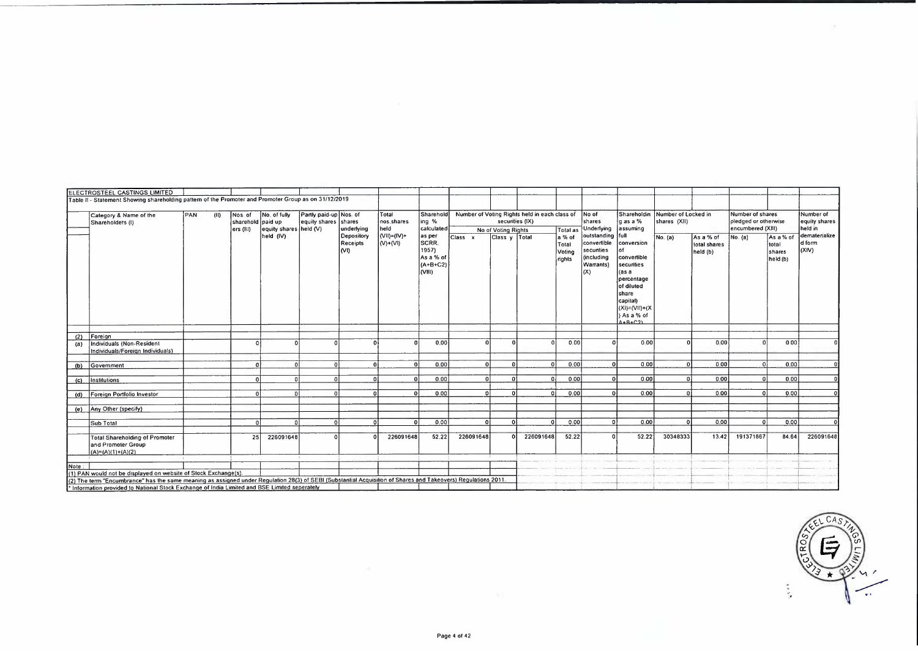ELECTROSTEEL CASTINGS LIMITED

Table II - Statement Showing shareholding pattern of the Promoter and Promoter Group as on 31/12/2019

| | Category & Name of the Shareholders (I) | PAN (II) | Nos. of shareholders (III) | No. of fully paid up equity shares held (IV) | Partly paid-up equity shares held (V) | Nos. of shares underlying Depository Receipts (VI) | Total nos. shares held (VII)=(IV)+(V)+(VI) | Shareholding % calculated as per SCRR, 1957) As a % of (A+B+C2) (VIII) | Number of Voting Rights held in each class of securities (IX) | | | | No of shares Underlying outstanding convertible securities (including Warrants) (X) | Shareholding as a % assuming full conversion of convertible securities (as a percentage of diluted share capital) (XI)=(VII)+(X) As a % of A+B+C2) | Number of Locked in shares (XII) | | Number of shares pledged or otherwise encumbered (XIII) | | Number of equity shares held in dematerialized form (XIV) |
|---|---|---|---|---|---|---|---|---|---|---|---|---|---|---|---|---|---|---|---|
| | | | | | | | | | No of Voting Rights | | | Total as a % of Total Voting rights | | | No. (a) | As a % of total shares held (b) | No. (a) | As a % of total shares held (b) | |
| | | | | | | | | | Class x | Class y | Total | | | | | | | | |
| (2) | Foreign | | | | | | | | | | | | | | | | | | |
| (a) | Individuals (Non-Resident Individuals/Foreign Individuals) | | 0 | 0 | 0 | 0 | 0 | 0.00 | 0 | 0 | 0 | 0.00 | 0 | 0.00 | 0 | 0.00 | 0 | 0.00 | 0 |
| (b) | Government | | 0 | 0 | 0 | 0 | 0 | 0.00 | 0 | 0 | 0 | 0.00 | 0 | 0.00 | 0 | 0.00 | 0 | 0.00 | 0 |
| (c) | Institutions | | 0 | 0 | 0 | 0 | 0 | 0.00 | 0 | 0 | 0 | 0.00 | 0 | 0.00 | 0 | 0.00 | 0 | 0.00 | 0 |
| (d) | Foreign Portfolio Investor | | 0 | 0 | 0 | 0 | 0 | 0.00 | 0 | 0 | 0 | 0.00 | 0 | 0.00 | 0 | 0.00 | 0 | 0.00 | 0 |
| (e) | Any Other (specify) | | | | | | | | | | | | | | | | | | |
| | Sub Total | | 0 | 0 | 0 | 0 | 0 | 0.00 | 0 | 0 | 0 | 0.00 | 0 | 0.00 | 0 | 0.00 | 0 | 0.00 | 0 |
| | Total Shareholding of Promoter and Promoter Group (A)=(A)(1)+(A)(2) | | 25 | 226091648 | 0 | 0 | 226091648 | 52.22 | 226091648 | 0 | 226091648 | 52.22 | 0 | 52.22 | 30348333 | 13.42 | 191371867 | 84.64 | 226091648 |

Note :

(1) PAN would not be displayed on website of Stock Exchange(s).

(2) The term "Encumbrance" has the same meaning as assigned under Regulation 28(3) of SEBI (Substantial Acquisition of Shares and Takeovers) Regulations 2011.

* Information provided to National Stock Exchange of India Limited and BSE Limited seperately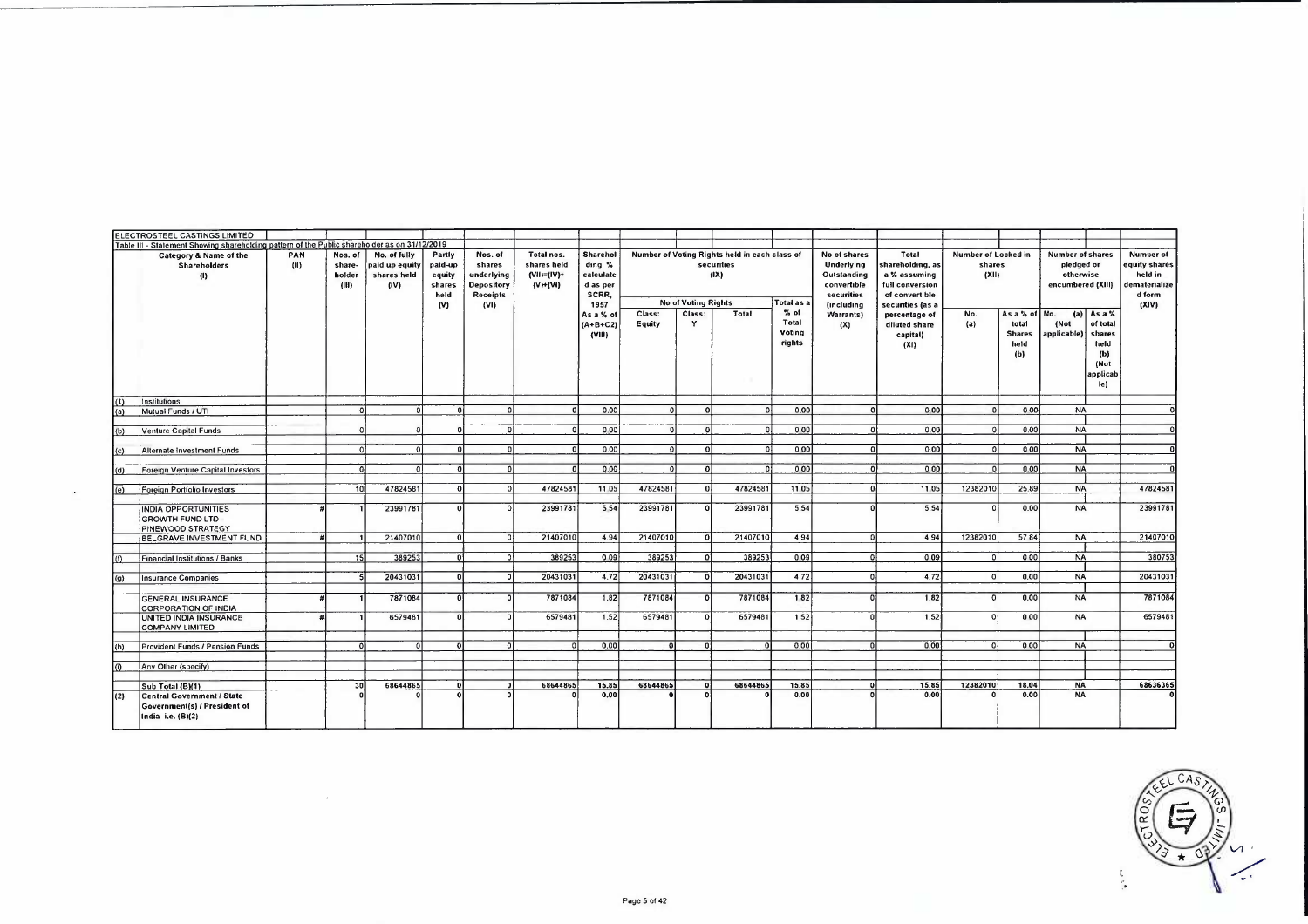ELECTROSTEEL CASTINGS LIMITED

Table III - Statement Showing shareholding pattern of the Public shareholder as on 31/12/2019

| | Category & Name of the Shareholders (I) | PAN (II) | Nos. of share-holder (III) | No. of fully paid up equity shares held (IV) | Partly paid-up equity shares held (V) | Nos. of shares underlying Depository Receipts (VI) | Total nos. shares held (VII)=(IV)+(V)+(VI) | Shareholding % calculated as per SCRR, 1957 As a % of (A+B+C2) (VIII) | Number of Voting Rights held in each class of securities (IX) | | | | No of shares Underlying Outstanding convertible securities (including Warrants) (X) | Total shareholding, as a % assuming full conversion of convertible securities (as a percentage of diluted share capital) (XI) | Number of Locked in shares (XII) | | Number of shares pledged or otherwise encumbered (XIII) | | Number of equity shares held in dematerialized form (XIV) |
|---|---|---|---|---|---|---|---|---|---|---|---|---|---|---|---|---|---|---|---|
| | | | | | | | | | No of Voting Rights | | | Total as a % of Total Voting rights | | | | | | | |
| | | | | | | | | | Class: Equity | Class: Y | Total | | | | No. (a) | As a % of total Shares held (b) | No. (a) (Not applicable) | As a % of total shares held (b) (Not applicable) | |
| (1) | Institutions | | | | | | | | | | | | | | | | | | |
| (a) | Mutual Funds / UTI | | 0 | 0 | 0 | 0 | 0 | 0.00 | 0 | 0 | 0 | 0.00 | 0 | 0.00 | 0 | 0.00 | NA | | 0 |
| (b) | Venture Capital Funds | | 0 | 0 | 0 | 0 | 0 | 0.00 | 0 | 0 | 0 | 0.00 | 0 | 0.00 | 0 | 0.00 | NA | | 0 |
| (c) | Alternate Investment Funds | | 0 | 0 | 0 | 0 | 0 | 0.00 | 0 | 0 | 0 | 0.00 | 0 | 0.00 | 0 | 0.00 | NA | | 0 |
| (d) | Foreign Venture Capital Investors | | 0 | 0 | 0 | 0 | 0 | 0.00 | 0 | 0 | 0 | 0.00 | 0 | 0.00 | 0 | 0.00 | NA | | 0 |
| (e) | Foreign Portfolio Investors | | 10 | 47824581 | 0 | 0 | 47824581 | 11.05 | 47824581 | 0 | 47824581 | 11.05 | 0 | 11.05 | 12382010 | 25.89 | NA | | 47824581 |
| | INDIA OPPORTUNITIES GROWTH FUND LTD - PINEWOOD STRATEGY | # | 1 | 23991781 | 0 | 0 | 23991781 | 5.54 | 23991781 | 0 | 23991781 | 5.54 | 0 | 5.54 | 0 | 0.00 | NA | | 23991781 |
| | BELGRAVE INVESTMENT FUND | # | 1 | 21407010 | 0 | 0 | 21407010 | 4.94 | 21407010 | 0 | 21407010 | 4.94 | 0 | 4.94 | 12382010 | 57.84 | NA | | 21407010 |
| (f) | Financial Institutions / Banks | | 15 | 389253 | 0 | 0 | 389253 | 0.09 | 389253 | 0 | 389253 | 0.09 | 0 | 0.09 | 0 | 0.00 | NA | | 380753 |
| (g) | Insurance Companies | | 5 | 20431031 | 0 | 0 | 20431031 | 4.72 | 20431031 | 0 | 20431031 | 4.72 | 0 | 4.72 | 0 | 0.00 | NA | | 20431031 |
| | GENERAL INSURANCE CORPORATION OF INDIA | # | 1 | 7871084 | 0 | 0 | 7871084 | 1.82 | 7871084 | 0 | 7871084 | 1.82 | 0 | 1.82 | 0 | 0.00 | NA | | 7871084 |
| | UNITED INDIA INSURANCE COMPANY LIMITED | # | 1 | 6579481 | 0 | 0 | 6579481 | 1.52 | 6579481 | 0 | 6579481 | 1.52 | 0 | 1.52 | 0 | 0.00 | NA | | 6579481 |
| (h) | Provident Funds / Pension Funds | | 0 | 0 | 0 | 0 | 0 | 0.00 | 0 | 0 | 0 | 0.00 | 0 | 0.00 | 0 | 0.00 | NA | | 0 |
| (i) | Any Other (specify) | | | | | | | | | | | | | | | | | | |
| | Sub Total (B)(1) | | 30 | 68644865 | 0 | 0 | 68644865 | 15.85 | 68644865 | 0 | 68644865 | 15.85 | 0 | 15.85 | 12382010 | 18.04 | NA | | 68636365 |
| (2) | Central Government / State Government(s) / President of India i.e. (B)(2) | | 0 | 0 | 0 | 0 | 0 | 0.00 | 0 | 0 | 0 | 0.00 | 0 | 0.00 | 0 | 0.00 | NA | | 0 |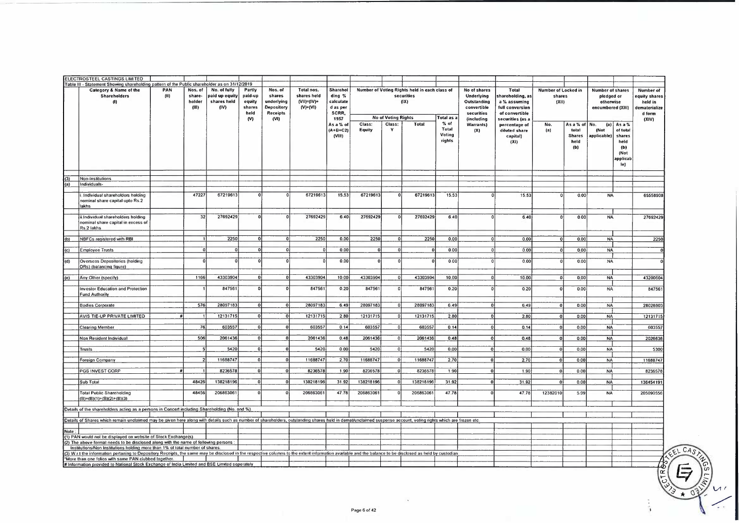ELECTROSTEEL CASTINGS LIMITED

Table III - Statement Showing shareholding pattern of the Public shareholder as on 31/12/2019

| | Category & Name of the Shareholders (I) | PAN (II) | Nos. of share-holder (III) | No. of fully paid up equity shares held (IV) | Partly paid-up equity shares held (V) | Nos. of shares underlying Depository Receipts (VI) | Total nos. shares held (VII)=(IV)+(V)+(VI) | Shareholding % calculated as per SCRR, 1957 As a % of (A+B+C2) (VIII) | Number of Voting Rights held in each class of securities (IX) | | | | No of shares Underlying Outstanding convertible securities (including Warrants) (X) | Total shareholding, as a % assuming full conversion of convertible securities (as a percentage of diluted share capital) (XI) | Number of Locked in shares (XII) | | Number of shares pledged or otherwise encumbered (XIII) | | Number of equity shares held in dematerialized form (XIV) |
|---|---|---|---|---|---|---|---|---|---|---|---|---|---|---|---|---|---|---|---|
| | | | | | | | | | No of Voting Rights | | | Total as a % of Total Voting rights | | | No. (a) | As a % of total Shares held (b) | No. (a) (Not applicable) | As a % of total shares held (b) (Not applicable) | |
| | | | | | | | | | Class: Equity | Class: Y | Total | | | | | | | | |
| (3) | Non-Institutions | | | | | | | | | | | | | | | | | | |
| (a) | Individuals- | | | | | | | | | | | | | | | | | | |
| | i. Individual shareholders holding nominal share capital upto Rs.2 lakhs | | 47227 | 67219613 | 0 | 0 | 67219613 | 15.53 | 67219613 | 0 | 67219613 | 15.53 | 0 | 15.53 | 0 | 0.00 | NA | | 65558908 |
| | ii.Individual shareholders holding nominal share capital in excess of Rs.2 lakhs | | 32 | 27692429 | 0 | 0 | 27692429 | 6.40 | 27692429 | 0 | 27692429 | 6.40 | 0 | 6.40 | 0 | 0.00 | NA | | 27692429 |
| (b) | NBFCs registered with RBI | | 1 | 2250 | 0 | 0 | 2250 | 0.00 | 2250 | 0 | 2250 | 0.00 | 0 | 0.00 | 0 | 0.00 | NA | | 2250 |
| (c) | Employee Trusts | | 0 | 0 | 0 | 0 | 0 | 0.00 | 0 | 0 | 0 | 0.00 | 0 | 0.00 | 0 | 0.00 | NA | | 0 |
| (d) | Overseas Depositories (holding DRs) (balancing figure) | | 0 | 0 | 0 | 0 | 0 | 0.00 | 0 | 0 | 0 | 0.00 | 0 | 0.00 | 0 | 0.00 | NA | | 0 |
| (e) | Any Other (specify) | | 1166 | 43303904 | 0 | 0 | 43303904 | 10.00 | 43303904 | 0 | 43303904 | 10.00 | 0 | 10.00 | 0 | 0.00 | NA | | 43200604 |
| | Investor Education and Protection Fund Authority | | 1 | 847561 | 0 | 0 | 847561 | 0.20 | 847561 | 0 | 847561 | 0.20 | 0 | 0.20 | 0 | 0.00 | NA | | 847561 |
| | Bodies Corporate | | 576 | 28097183 | 0 | 0 | 28097183 | 6.49 | 28097183 | 0 | 28097183 | 6.49 | 0 | 6.49 | 0 | 0.00 | NA | | 28026803 |
| | AVIS TIE-UP PRIVATE LIMITED | # | 1 | 12131715 | 0 | 0 | 12131715 | 2.80 | 12131715 | 0 | 12131715 | 2.80 | 0 | 2.80 | 0 | 0.00 | NA | | 12131715 |
| | Clearing Member | | 76 | 603557 | 0 | 0 | 603557 | 0.14 | 603557 | 0 | 603557 | 0.14 | 0 | 0.14 | 0 | 0.00 | NA | | 603557 |
| | Non Resident Individual | | 506 | 2061436 | 0 | 0 | 2061436 | 0.48 | 2061436 | 0 | 2061436 | 0.48 | 0 | 0.48 | 0 | 0.00 | NA | | 2026636 |
| | Trusts | | 5 | 5420 | 0 | 0 | 5420 | 0.00 | 5420 | 0 | 5420 | 0.00 | 0 | 0.00 | 0 | 0.00 | NA | | 5300 |
| | Foreign Company | | 2 | 11688747 | 0 | 0 | 11688747 | 2.70 | 11688747 | 0 | 11688747 | 2.70 | 0 | 2.70 | 0 | 0.00 | NA | | 11688747 |
| | PGS INVEST CORP | # | 1 | 8236578 | 0 | 0 | 8236578 | 1.90 | 8236578 | 0 | 8236578 | 1.90 | 0 | 1.90 | 0 | 0.00 | NA | | 8236578 |
| | Sub Total | | 48426 | 138218196 | 0 | 0 | 138218196 | 31.92 | 138218196 | 0 | 138218196 | 31.92 | 0 | 31.92 | 0 | 0.00 | NA | | 136454191 |
| | Total Public Shareholding (B)=(B)(1)+(B)(2)+(B)(3) | | 48456 | 206863061 | 0 | 0 | 206863061 | 47.78 | 206863061 | 0 | 206863061 | 47.78 | 0 | 47.78 | 12382010 | 5.99 | NA | | 205090556 |

Details of the shareholders acting as a persons in Concert including Shareholding (No. and %)

Details of Shares which remain unclaimed may be given here along with details such as number of shareholders, outstanding shares held in demat/unclaimed suspense account, voting rights which are frozen etc.

Note :

(1) PAN would not be displayed on website of Stock Exchange(s)

(2) The above format needs to be disclosed along with the name of following persons : Institutions/Non Institutions holding more than 1% of total number of shares.

(3) W.r.t the information pertaining to Depository Receipts, the same may be disclosed in the respective columns to the extent information available and the balance to be disclosed as held by custodian.

*More than one folios with same PAN clubbed together.

# Information provided to National Stock Exchange of India Limited and BSE Limited seperately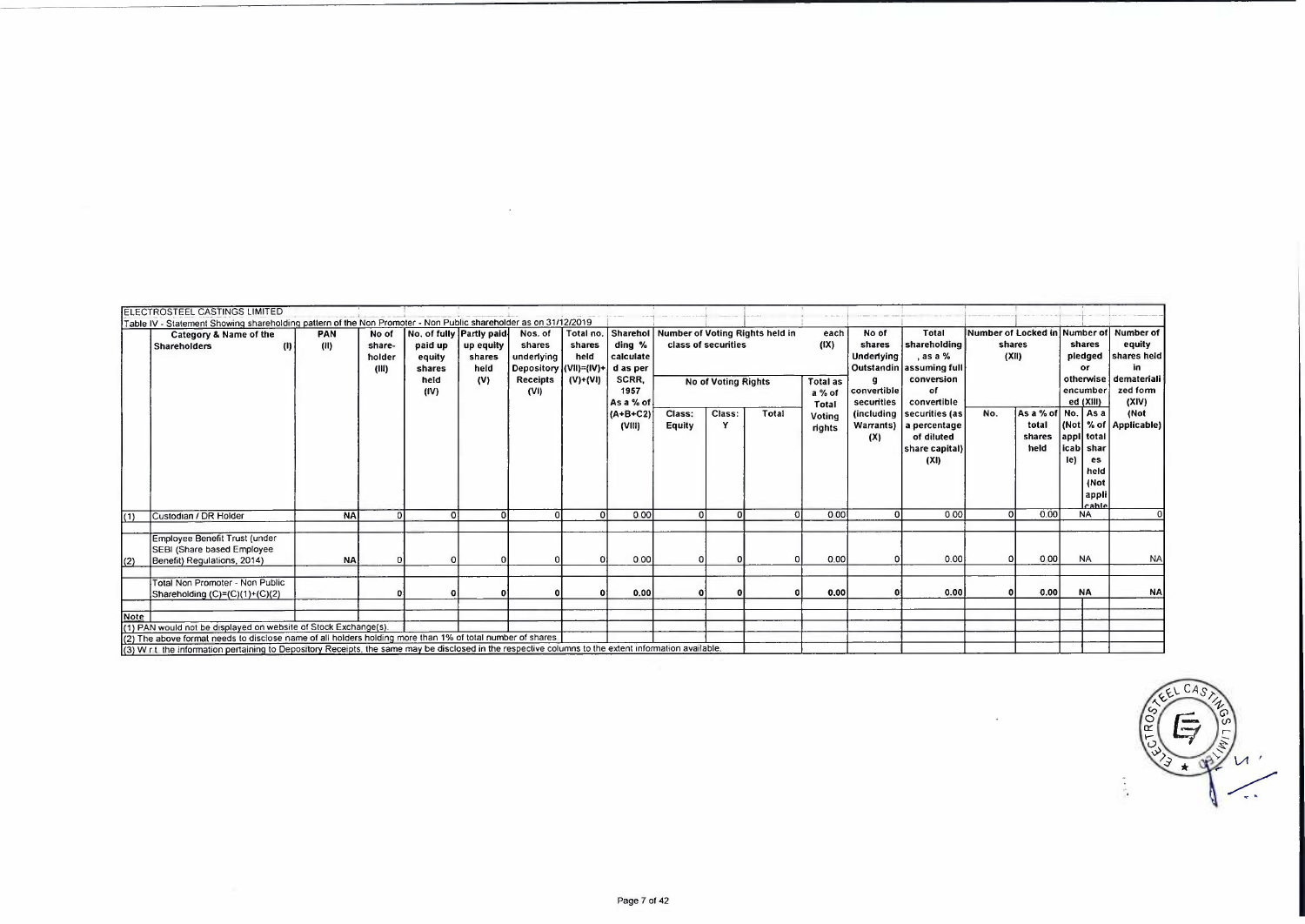ELECTROSTEEL CASTINGS LIMITED

Table IV - Statement Showing shareholding pattern of the Non Promoter - Non Public shareholder as on 31/12/2019

| | Category & Name of the Shareholders (I) | PAN (II) | No of share-holder (III) | No. of fully paid up equity shares held (IV) | Partly paid-up equity shares held (V) | Nos. of shares underlying Depository Receipts (VI) | Total no. shares held (VII)=(IV)+(V)+(VI) | Shareholding % calculated as per SCRR, 1957 As a % of (A+B+C2) (VIII) | Number of Voting Rights held in each class of securities (IX) | | | | No of shares Underlying Outstanding convertible securities (including Warrants) (X) | Total shareholding, as a % assuming full conversion of convertible securities (as a percentage of diluted share capital) (XI) | Number of Locked in shares (XII) | | Number of shares pledged or otherwise encumbered (XIII) | | Number of equity shares held in dematerialized form (XIV) (Not Applicable) |
|---|---|---|---|---|---|---|---|---|---|---|---|---|---|---|---|---|---|---|---|
| | | | | | | | | | No of Voting Rights | | | Total as a % of Total Voting rights | | | | | | | |
| | | | | | | | | | Class: Equity | Class: Y | Total | | | | No. | As a % of total shares held | No. (Not applicable) | As a % of total shares held (Not applicable) | |
| (1) | Custodian / DR Holder | NA | 0 | 0 | 0 | 0 | 0 | 0.00 | 0 | 0 | 0 | 0.00 | 0 | 0.00 | 0 | 0.00 | NA | | 0 |
| (2) | Employee Benefit Trust (under SEBI (Share based Employee Benefit) Regulations, 2014) | NA | 0 | 0 | 0 | 0 | 0 | 0.00 | 0 | 0 | 0 | 0.00 | 0 | 0.00 | 0 | 0.00 | NA | | NA |
| | **Total Non Promoter - Non Public Shareholding (C)=(C)(1)+(C)(2)** | | **0** | **0** | **0** | **0** | **0** | **0.00** | **0** | **0** | **0** | **0.00** | **0** | **0.00** | **0** | **0.00** | **NA** | | **NA** |

Note

(1) PAN would not be displayed on website of Stock Exchange(s).

(2) The above format needs to disclose name of all holders holding more than 1% of total number of shares.

(3) W.r.t. the information pertaining to Depository Receipts, the same may be disclosed in the respective columns to the extent information available.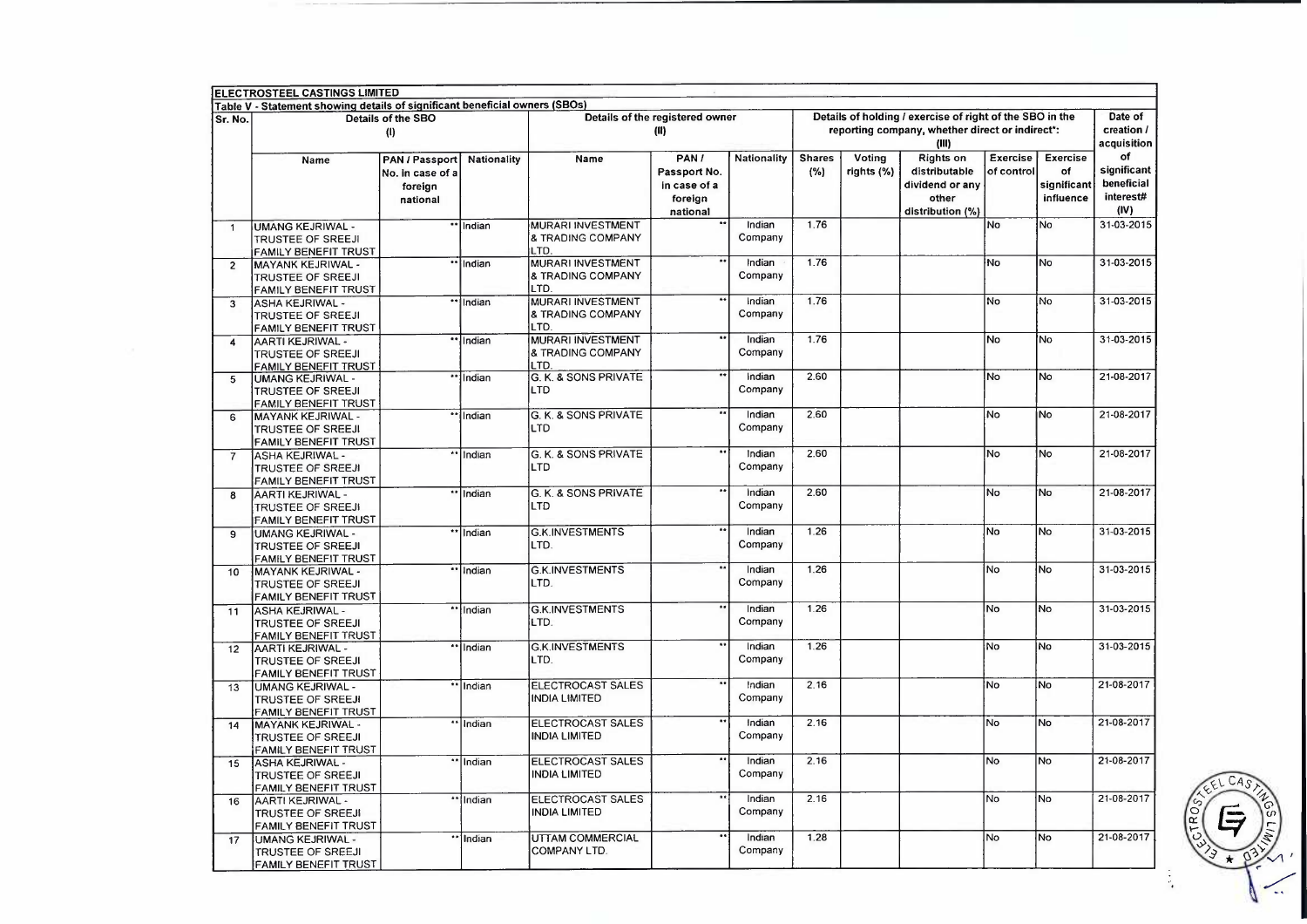**ELECTROSTEEL CASTINGS LIMITED**

**Table V - Statement showing details of significant beneficial owners (SBOs)**

| Sr. No. | Details of the SBO (I) | | | Details of the registered owner (II) | | | Details of holding / exercise of right of the SBO in the reporting company, whether direct or indirect*: (III) | | | | | Date of creation / acquisition of significant beneficial interest# (IV) |
|---|---|---|---|---|---|---|---|---|---|---|---|---|
| | Name | PAN / Passport No. in case of a foreign national | Nationality | Name | PAN / Passport No. in case of a foreign national | Nationality | Shares (%) | Voting rights (%) | Rights on distributable dividend or any other distribution (%) | Exercise of control | Exercise of significant influence | |
| 1 | UMANG KEJRIWAL - TRUSTEE OF SREEJI FAMILY BENEFIT TRUST | ** | Indian | MURARI INVESTMENT & TRADING COMPANY LTD. | ** | Indian Company | 1.76 | | | No | No | 31-03-2015 |
| 2 | MAYANK KEJRIWAL - TRUSTEE OF SREEJI FAMILY BENEFIT TRUST | ** | Indian | MURARI INVESTMENT & TRADING COMPANY LTD. | ** | Indian Company | 1.76 | | | No | No | 31-03-2015 |
| 3 | ASHA KEJRIWAL - TRUSTEE OF SREEJI FAMILY BENEFIT TRUST | ** | Indian | MURARI INVESTMENT & TRADING COMPANY LTD. | ** | Indian Company | 1.76 | | | No | No | 31-03-2015 |
| 4 | AARTI KEJRIWAL - TRUSTEE OF SREEJI FAMILY BENEFIT TRUST | ** | Indian | MURARI INVESTMENT & TRADING COMPANY LTD. | ** | Indian Company | 1.76 | | | No | No | 31-03-2015 |
| 5 | UMANG KEJRIWAL - TRUSTEE OF SREEJI FAMILY BENEFIT TRUST | ** | Indian | G. K. & SONS PRIVATE LTD | ** | Indian Company | 2.60 | | | No | No | 21-08-2017 |
| 6 | MAYANK KEJRIWAL - TRUSTEE OF SREEJI FAMILY BENEFIT TRUST | ** | Indian | G. K. & SONS PRIVATE LTD | ** | Indian Company | 2.60 | | | No | No | 21-08-2017 |
| 7 | ASHA KEJRIWAL - TRUSTEE OF SREEJI FAMILY BENEFIT TRUST | ** | Indian | G. K. & SONS PRIVATE LTD | ** | Indian Company | 2.60 | | | No | No | 21-08-2017 |
| 8 | AARTI KEJRIWAL - TRUSTEE OF SREEJI FAMILY BENEFIT TRUST | ** | Indian | G. K. & SONS PRIVATE LTD | ** | Indian Company | 2.60 | | | No | No | 21-08-2017 |
| 9 | UMANG KEJRIWAL - TRUSTEE OF SREEJI FAMILY BENEFIT TRUST | ** | Indian | G.K.INVESTMENTS LTD. | ** | Indian Company | 1.26 | | | No | No | 31-03-2015 |
| 10 | MAYANK KEJRIWAL - TRUSTEE OF SREEJI FAMILY BENEFIT TRUST | ** | Indian | G.K.INVESTMENTS LTD. | ** | Indian Company | 1.26 | | | No | No | 31-03-2015 |
| 11 | ASHA KEJRIWAL - TRUSTEE OF SREEJI FAMILY BENEFIT TRUST | ** | Indian | G.K.INVESTMENTS LTD. | ** | Indian Company | 1.26 | | | No | No | 31-03-2015 |
| 12 | AARTI KEJRIWAL - TRUSTEE OF SREEJI FAMILY BENEFIT TRUST | ** | Indian | G.K.INVESTMENTS LTD. | ** | Indian Company | 1.26 | | | No | No | 31-03-2015 |
| 13 | UMANG KEJRIWAL - TRUSTEE OF SREEJI FAMILY BENEFIT TRUST | ** | Indian | ELECTROCAST SALES INDIA LIMITED | ** | Indian Company | 2.16 | | | No | No | 21-08-2017 |
| 14 | MAYANK KEJRIWAL - TRUSTEE OF SREEJI FAMILY BENEFIT TRUST | ** | Indian | ELECTROCAST SALES INDIA LIMITED | ** | Indian Company | 2.16 | | | No | No | 21-08-2017 |
| 15 | ASHA KEJRIWAL - TRUSTEE OF SREEJI FAMILY BENEFIT TRUST | ** | Indian | ELECTROCAST SALES INDIA LIMITED | ** | Indian Company | 2.16 | | | No | No | 21-08-2017 |
| 16 | AARTI KEJRIWAL - TRUSTEE OF SREEJI FAMILY BENEFIT TRUST | ** | Indian | ELECTROCAST SALES INDIA LIMITED | ** | Indian Company | 2.16 | | | No | No | 21-08-2017 |
| 17 | UMANG KEJRIWAL - TRUSTEE OF SREEJI FAMILY BENEFIT TRUST | ** | Indian | UTTAM COMMERCIAL COMPANY LTD. | ** | Indian Company | 1.28 | | | No | No | 21-08-2017 |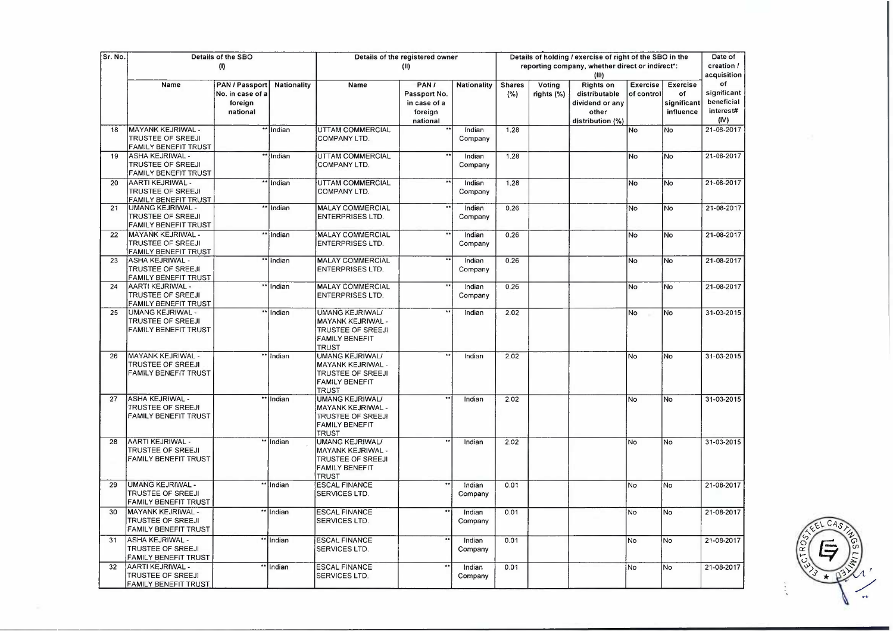| Sr. No. | Details of the SBO (I) | | | Details of the registered owner (II) | | | Details of holding / exercise of right of the SBO in the reporting company, whether direct or indirect*: (III) | | | | | Date of creation / acquisition of significant beneficial interest# (IV) |
|---|---|---|---|---|---|---|---|---|---|---|---|---|
| | Name | PAN / Passport No. in case of a foreign national | Nationality | Name | PAN / Passport No. in case of a foreign national | Nationality | Shares (%) | Voting rights (%) | Rights on distributable dividend or any other distribution (%) | Exercise of control | Exercise of significant influence | |
| 18 | MAYANK KEJRIWAL - TRUSTEE OF SREEJI FAMILY BENEFIT TRUST | ** | Indian | UTTAM COMMERCIAL COMPANY LTD. | ** | Indian Company | 1.28 | | | No | No | 21-08-2017 |
| 19 | ASHA KEJRIWAL - TRUSTEE OF SREEJI FAMILY BENEFIT TRUST | ** | Indian | UTTAM COMMERCIAL COMPANY LTD. | ** | Indian Company | 1.28 | | | No | No | 21-08-2017 |
| 20 | AARTI KEJRIWAL - TRUSTEE OF SREEJI FAMILY BENEFIT TRUST | ** | Indian | UTTAM COMMERCIAL COMPANY LTD. | ** | Indian Company | 1.28 | | | No | No | 21-08-2017 |
| 21 | UMANG KEJRIWAL - TRUSTEE OF SREEJI FAMILY BENEFIT TRUST | ** | Indian | MALAY COMMERCIAL ENTERPRISES LTD. | ** | Indian Company | 0.26 | | | No | No | 21-08-2017 |
| 22 | MAYANK KEJRIWAL - TRUSTEE OF SREEJI FAMILY BENEFIT TRUST | ** | Indian | MALAY COMMERCIAL ENTERPRISES LTD. | ** | Indian Company | 0.26 | | | No | No | 21-08-2017 |
| 23 | ASHA KEJRIWAL - TRUSTEE OF SREEJI FAMILY BENEFIT TRUST | ** | Indian | MALAY COMMERCIAL ENTERPRISES LTD. | ** | Indian Company | 0.26 | | | No | No | 21-08-2017 |
| 24 | AARTI KEJRIWAL - TRUSTEE OF SREEJI FAMILY BENEFIT TRUST | ** | Indian | MALAY COMMERCIAL ENTERPRISES LTD. | ** | Indian Company | 0.26 | | | No | No | 21-08-2017 |
| 25 | UMANG KEJRIWAL - TRUSTEE OF SREEJI FAMILY BENEFIT TRUST | ** | Indian | UMANG KEJRIWAL/ MAYANK KEJRIWAL - TRUSTEE OF SREEJI FAMILY BENEFIT TRUST | ** | Indian | 2.02 | | | No | No | 31-03-2015 |
| 26 | MAYANK KEJRIWAL - TRUSTEE OF SREEJI FAMILY BENEFIT TRUST | ** | Indian | UMANG KEJRIWAL/ MAYANK KEJRIWAL - TRUSTEE OF SREEJI FAMILY BENEFIT TRUST | ** | Indian | 2.02 | | | No | No | 31-03-2015 |
| 27 | ASHA KEJRIWAL - TRUSTEE OF SREEJI FAMILY BENEFIT TRUST | ** | Indian | UMANG KEJRIWAL/ MAYANK KEJRIWAL - TRUSTEE OF SREEJI FAMILY BENEFIT TRUST | ** | Indian | 2.02 | | | No | No | 31-03-2015 |
| 28 | AARTI KEJRIWAL - TRUSTEE OF SREEJI FAMILY BENEFIT TRUST | ** | Indian | UMANG KEJRIWAL/ MAYANK KEJRIWAL - TRUSTEE OF SREEJI FAMILY BENEFIT TRUST | ** | Indian | 2.02 | | | No | No | 31-03-2015 |
| 29 | UMANG KEJRIWAL - TRUSTEE OF SREEJI FAMILY BENEFIT TRUST | ** | Indian | ESCAL FINANCE SERVICES LTD. | ** | Indian Company | 0.01 | | | No | No | 21-08-2017 |
| 30 | MAYANK KEJRIWAL - TRUSTEE OF SREEJI FAMILY BENEFIT TRUST | ** | Indian | ESCAL FINANCE SERVICES LTD. | ** | Indian Company | 0.01 | | | No | No | 21-08-2017 |
| 31 | ASHA KEJRIWAL - TRUSTEE OF SREEJI FAMILY BENEFIT TRUST | ** | Indian | ESCAL FINANCE SERVICES LTD. | ** | Indian Company | 0.01 | | | No | No | 21-08-2017 |
| 32 | AARTI KEJRIWAL - TRUSTEE OF SREEJI FAMILY BENEFIT TRUST | ** | Indian | ESCAL FINANCE SERVICES LTD. | ** | Indian Company | 0.01 | | | No | No | 21-08-2017 |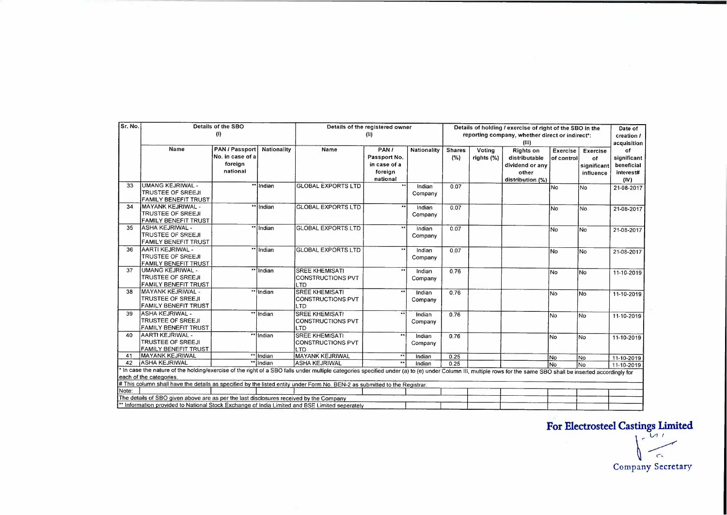| Sr. No. | Details of the SBO (I) | | | Details of the registered owner (II) | | | Details of holding / exercise of right of the SBO in the reporting company, whether direct or indirect*: (III) | | | | | Date of creation / acquisition of significant beneficial interest# (IV) |
|---|---|---|---|---|---|---|---|---|---|---|---|---|
| | Name | PAN / Passport No. in case of a foreign national | Nationality | Name | PAN / Passport No. in case of a foreign national | Nationality | Shares (%) | Voting rights (%) | Rights on distributable dividend or any other distribution (%) | Exercise of control | Exercise of significant influence | |
| 33 | UMANG KEJRIWAL - TRUSTEE OF SREEJI FAMILY BENEFIT TRUST | ** | Indian | GLOBAL EXPORTS LTD | ** | Indian Company | 0.07 | | | No | No | 21-08-2017 |
| 34 | MAYANK KEJRIWAL - TRUSTEE OF SREEJI FAMILY BENEFIT TRUST | ** | Indian | GLOBAL EXPORTS LTD | ** | Indian Company | 0.07 | | | No | No | 21-08-2017 |
| 35 | ASHA KEJRIWAL - TRUSTEE OF SREEJI FAMILY BENEFIT TRUST | ** | Indian | GLOBAL EXPORTS LTD | ** | Indian Company | 0.07 | | | No | No | 21-08-2017 |
| 36 | AARTI KEJRIWAL - TRUSTEE OF SREEJI FAMILY BENEFIT TRUST | ** | Indian | GLOBAL EXPORTS LTD | ** | Indian Company | 0.07 | | | No | No | 21-08-2017 |
| 37 | UMANG KEJRIWAL - TRUSTEE OF SREEJI FAMILY BENEFIT TRUST | ** | Indian | SREE KHEMISATI CONSTRUCTIONS PVT LTD | ** | Indian Company | 0.76 | | | No | No | 11-10-2019 |
| 38 | MAYANK KEJRIWAL - TRUSTEE OF SREEJI FAMILY BENEFIT TRUST | ** | Indian | SREE KHEMISATI CONSTRUCTIONS PVT LTD | ** | Indian Company | 0.76 | | | No | No | 11-10-2019 |
| 39 | ASHA KEJRIWAL - TRUSTEE OF SREEJI FAMILY BENEFIT TRUST | ** | Indian | SREE KHEMISATI CONSTRUCTIONS PVT LTD | ** | Indian Company | 0.76 | | | No | No | 11-10-2019 |
| 40 | AARTI KEJRIWAL - TRUSTEE OF SREEJI FAMILY BENEFIT TRUST | ** | Indian | SREE KHEMISATI CONSTRUCTIONS PVT LTD | ** | Indian Company | 0.76 | | | No | No | 11-10-2019 |
| 41 | MAYANK KEJRIWAL | ** | Indian | MAYANK KEJRIWAL | ** | Indian | 0.25 | | | No | No | 11-10-2019 |
| 42 | ASHA KEJRIWAL | ** | Indian | ASHA KEJRIWAL | ** | Indian | 0.25 | | | No | No | 11-10-2019 |

\* In case the nature of the holding/exercise of the right of a SBO falls under multiple categories specified under (a) to (e) under Column III, multiple rows for the same SBO shall be inserted accordingly for each of the categories.

\# This column shall have the details as specified by the listed entity under Form No. BEN-2 as submitted to the Registrar.

Note:

The details of SBO given above are as per the last disclosures received by the Company

\*\* Information provided to National Stock Exchange of India Limited and BSE Limited seperately

**For Electrosteel Castings Limited**

Company Secretary